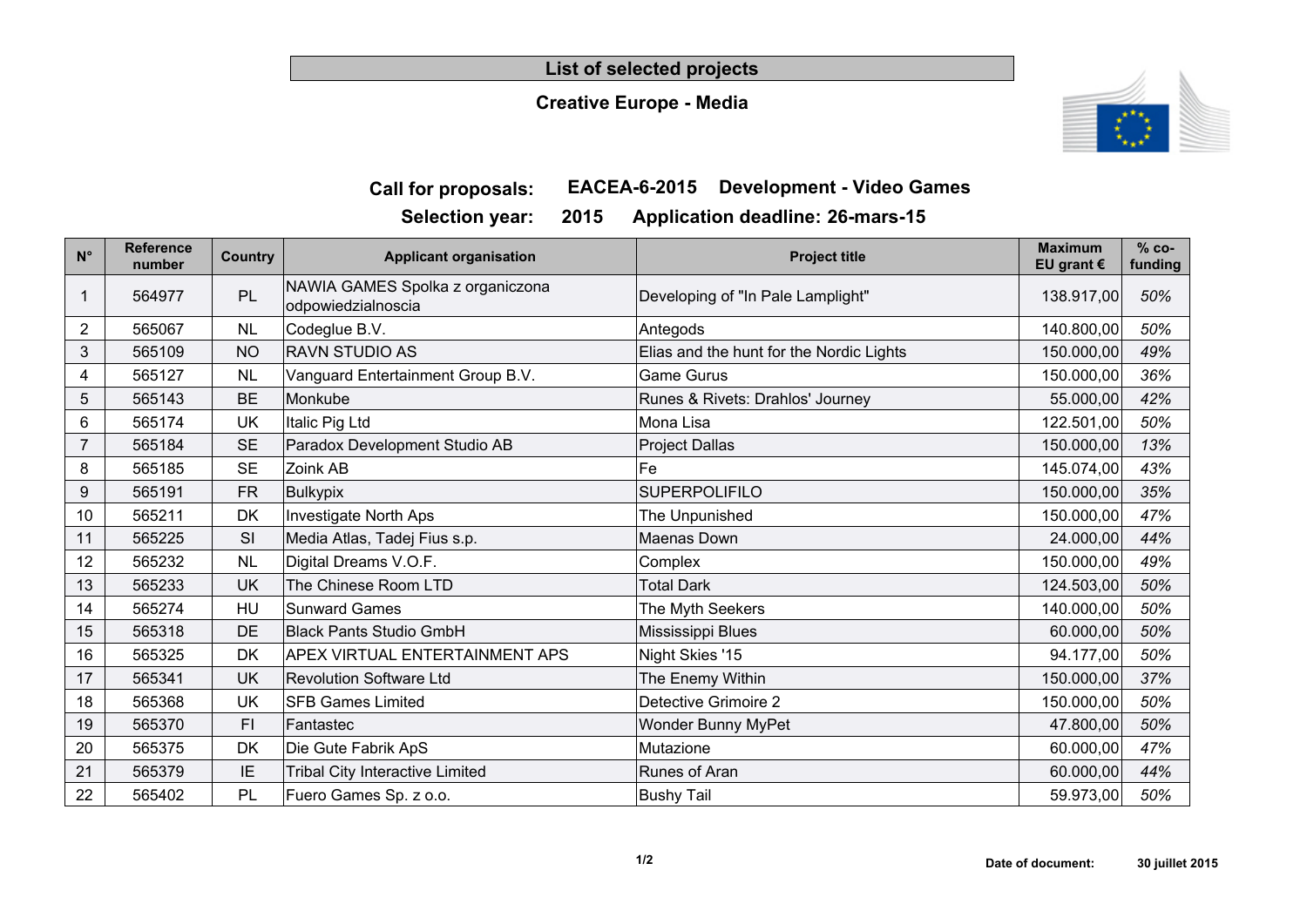# List of selected projects

## Creative Europe - Media

**Call for proposals:** EACEA-6-2015 Development - Video Games

**Selection year:** 2015 Application deadline: 26-mars-15

| N° | Reference number | Country | Applicant organisation | Project title | Maximum EU grant € | % co-funding |
|---|---|---|---|---|---|---|
| 1 | 564977 | PL | NAWIA GAMES Spolka z organiczona odpowiedzialnoscia | Developing of "In Pale Lamplight" | 138.917,00 | 50% |
| 2 | 565067 | NL | Codeglue B.V. | Antegods | 140.800,00 | 50% |
| 3 | 565109 | NO | RAVN STUDIO AS | Elias and the hunt for the Nordic Lights | 150.000,00 | 49% |
| 4 | 565127 | NL | Vanguard Entertainment Group B.V. | Game Gurus | 150.000,00 | 36% |
| 5 | 565143 | BE | Monkube | Runes & Rivets: Drahlos' Journey | 55.000,00 | 42% |
| 6 | 565174 | UK | Italic Pig Ltd | Mona Lisa | 122.501,00 | 50% |
| 7 | 565184 | SE | Paradox Development Studio AB | Project Dallas | 150.000,00 | 13% |
| 8 | 565185 | SE | Zoink AB | Fe | 145.074,00 | 43% |
| 9 | 565191 | FR | Bulkypix | SUPERPOLIFILO | 150.000,00 | 35% |
| 10 | 565211 | DK | Investigate North Aps | The Unpunished | 150.000,00 | 47% |
| 11 | 565225 | SI | Media Atlas, Tadej Fius s.p. | Maenas Down | 24.000,00 | 44% |
| 12 | 565232 | NL | Digital Dreams V.O.F. | Complex | 150.000,00 | 49% |
| 13 | 565233 | UK | The Chinese Room LTD | Total Dark | 124.503,00 | 50% |
| 14 | 565274 | HU | Sunward Games | The Myth Seekers | 140.000,00 | 50% |
| 15 | 565318 | DE | Black Pants Studio GmbH | Mississippi Blues | 60.000,00 | 50% |
| 16 | 565325 | DK | APEX VIRTUAL ENTERTAINMENT APS | Night Skies '15 | 94.177,00 | 50% |
| 17 | 565341 | UK | Revolution Software Ltd | The Enemy Within | 150.000,00 | 37% |
| 18 | 565368 | UK | SFB Games Limited | Detective Grimoire 2 | 150.000,00 | 50% |
| 19 | 565370 | FI | Fantastec | Wonder Bunny MyPet | 47.800,00 | 50% |
| 20 | 565375 | DK | Die Gute Fabrik ApS | Mutazione | 60.000,00 | 47% |
| 21 | 565379 | IE | Tribal City Interactive Limited | Runes of Aran | 60.000,00 | 44% |
| 22 | 565402 | PL | Fuero Games Sp. z o.o. | Bushy Tail | 59.973,00 | 50% |

**Date of document:** **30 juillet 2015**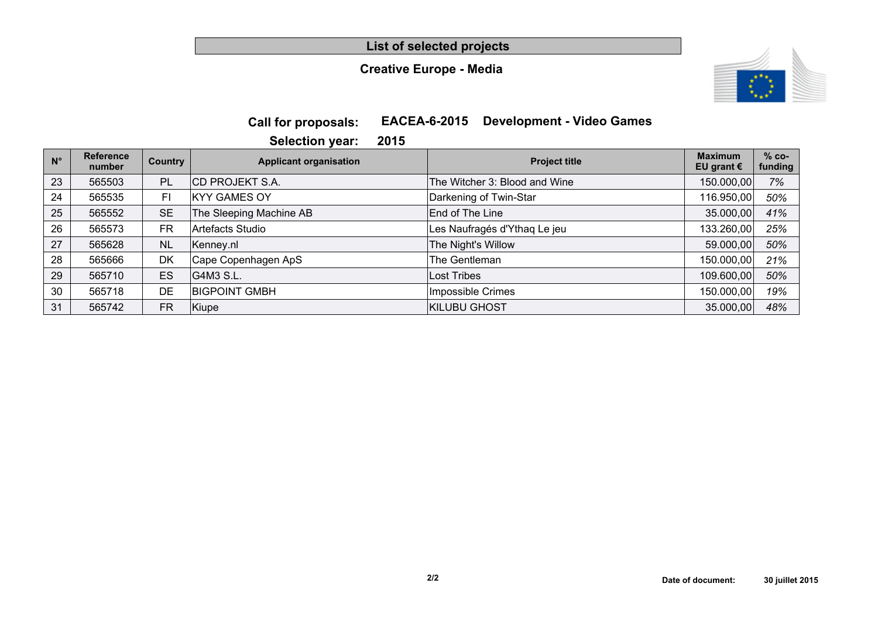# List of selected projects

## Creative Europe - Media

**Call for proposals:** **EACEA-6-2015 Development - Video Games**

**Selection year:** **2015**

| N° | Reference number | Country | Applicant organisation | Project title | Maximum EU grant € | % co-funding |
|---|---|---|---|---|---|---|
| 23 | 565503 | PL | CD PROJEKT S.A. | The Witcher 3: Blood and Wine | 150.000,00 | *7%* |
| 24 | 565535 | FI | KYY GAMES OY | Darkening of Twin-Star | 116.950,00 | *50%* |
| 25 | 565552 | SE | The Sleeping Machine AB | End of The Line | 35.000,00 | *41%* |
| 26 | 565573 | FR | Artefacts Studio | Les Naufragés d'Ythaq Le jeu | 133.260,00 | *25%* |
| 27 | 565628 | NL | Kenney.nl | The Night's Willow | 59.000,00 | *50%* |
| 28 | 565666 | DK | Cape Copenhagen ApS | The Gentleman | 150.000,00 | *21%* |
| 29 | 565710 | ES | G4M3 S.L. | Lost Tribes | 109.600,00 | *50%* |
| 30 | 565718 | DE | BIGPOINT GMBH | Impossible Crimes | 150.000,00 | *19%* |
| 31 | 565742 | FR | Kiupe | KILUBU GHOST | 35.000,00 | *48%* |

**Date of document:** **30 juillet 2015**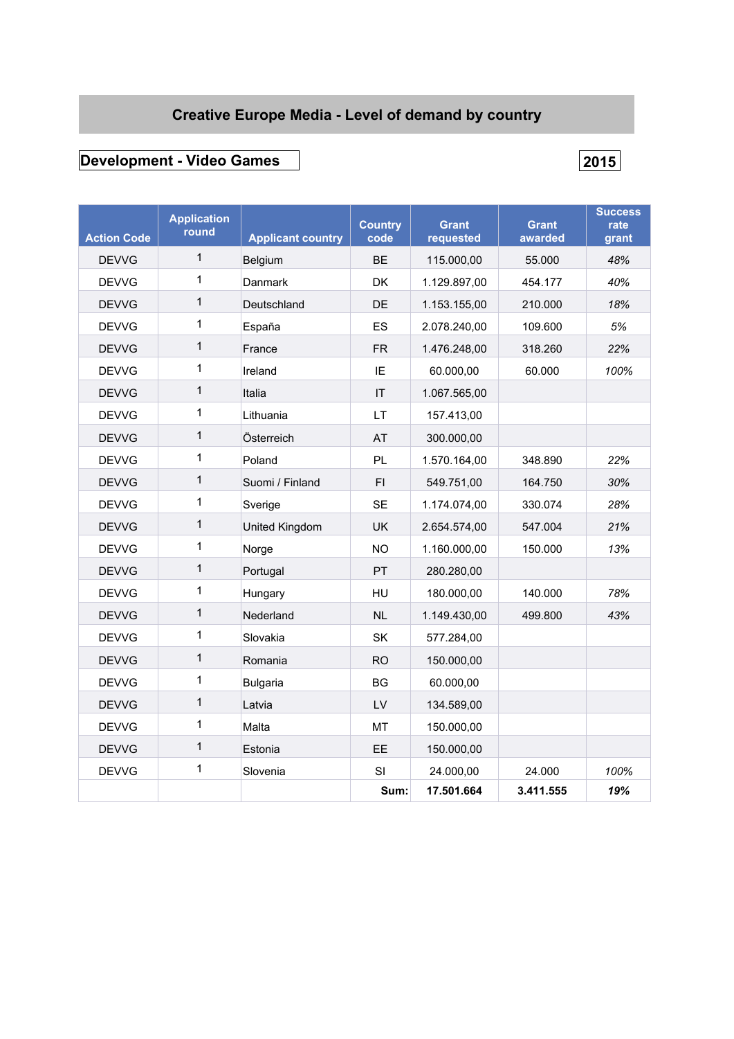# Creative Europe Media - Level of demand by country

## Development - Video Games

**2015**

| Action Code | Application round | Applicant country | Country code | Grant requested | Grant awarded | Success rate grant |
|---|---|---|---|---|---|---|
| DEVVG | 1 | Belgium | BE | 115.000,00 | 55.000 | *48%* |
| DEVVG | 1 | Danmark | DK | 1.129.897,00 | 454.177 | *40%* |
| DEVVG | 1 | Deutschland | DE | 1.153.155,00 | 210.000 | *18%* |
| DEVVG | 1 | España | ES | 2.078.240,00 | 109.600 | *5%* |
| DEVVG | 1 | France | FR | 1.476.248,00 | 318.260 | *22%* |
| DEVVG | 1 | Ireland | IE | 60.000,00 | 60.000 | *100%* |
| DEVVG | 1 | Italia | IT | 1.067.565,00 | | |
| DEVVG | 1 | Lithuania | LT | 157.413,00 | | |
| DEVVG | 1 | Österreich | AT | 300.000,00 | | |
| DEVVG | 1 | Poland | PL | 1.570.164,00 | 348.890 | *22%* |
| DEVVG | 1 | Suomi / Finland | FI | 549.751,00 | 164.750 | *30%* |
| DEVVG | 1 | Sverige | SE | 1.174.074,00 | 330.074 | *28%* |
| DEVVG | 1 | United Kingdom | UK | 2.654.574,00 | 547.004 | *21%* |
| DEVVG | 1 | Norge | NO | 1.160.000,00 | 150.000 | *13%* |
| DEVVG | 1 | Portugal | PT | 280.280,00 | | |
| DEVVG | 1 | Hungary | HU | 180.000,00 | 140.000 | *78%* |
| DEVVG | 1 | Nederland | NL | 1.149.430,00 | 499.800 | *43%* |
| DEVVG | 1 | Slovakia | SK | 577.284,00 | | |
| DEVVG | 1 | Romania | RO | 150.000,00 | | |
| DEVVG | 1 | Bulgaria | BG | 60.000,00 | | |
| DEVVG | 1 | Latvia | LV | 134.589,00 | | |
| DEVVG | 1 | Malta | MT | 150.000,00 | | |
| DEVVG | 1 | Estonia | EE | 150.000,00 | | |
| DEVVG | 1 | Slovenia | SI | 24.000,00 | 24.000 | *100%* |
| | | | **Sum:** | **17.501.664** | **3.411.555** | ***19%*** |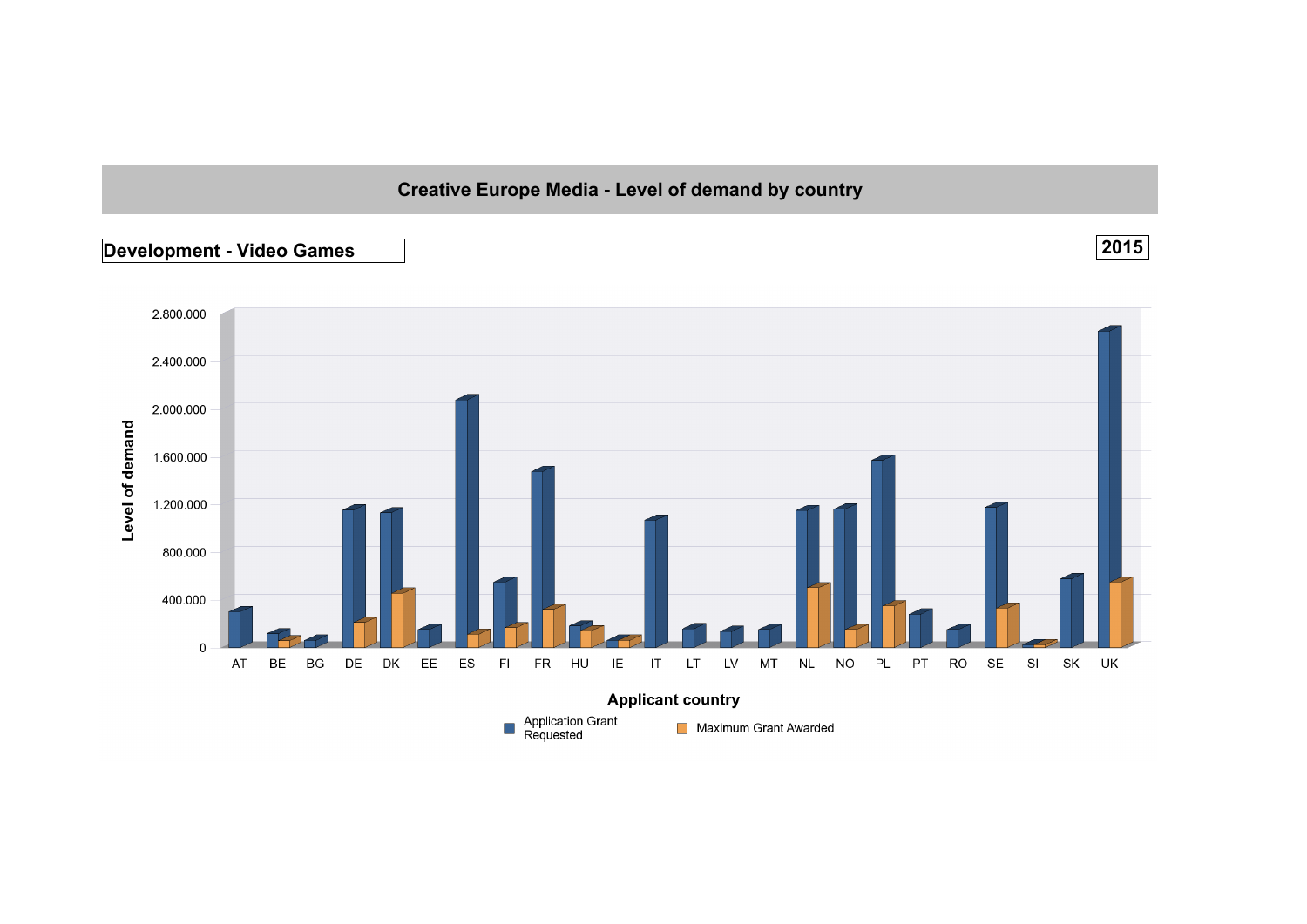# Creative Europe Media - Level of demand by country

**Development - Video Games**

**2015**

Level of demand

2.800.000
2.400.000
2.000.000
1.600.000
1.200.000
800.000
400.000
0

AT BE BG DE DK EE ES FI FR HU IE IT LT LV MT NL NO PL PT RO SE SI SK UK

**Applicant country**

Application Grant Requested    Maximum Grant Awarded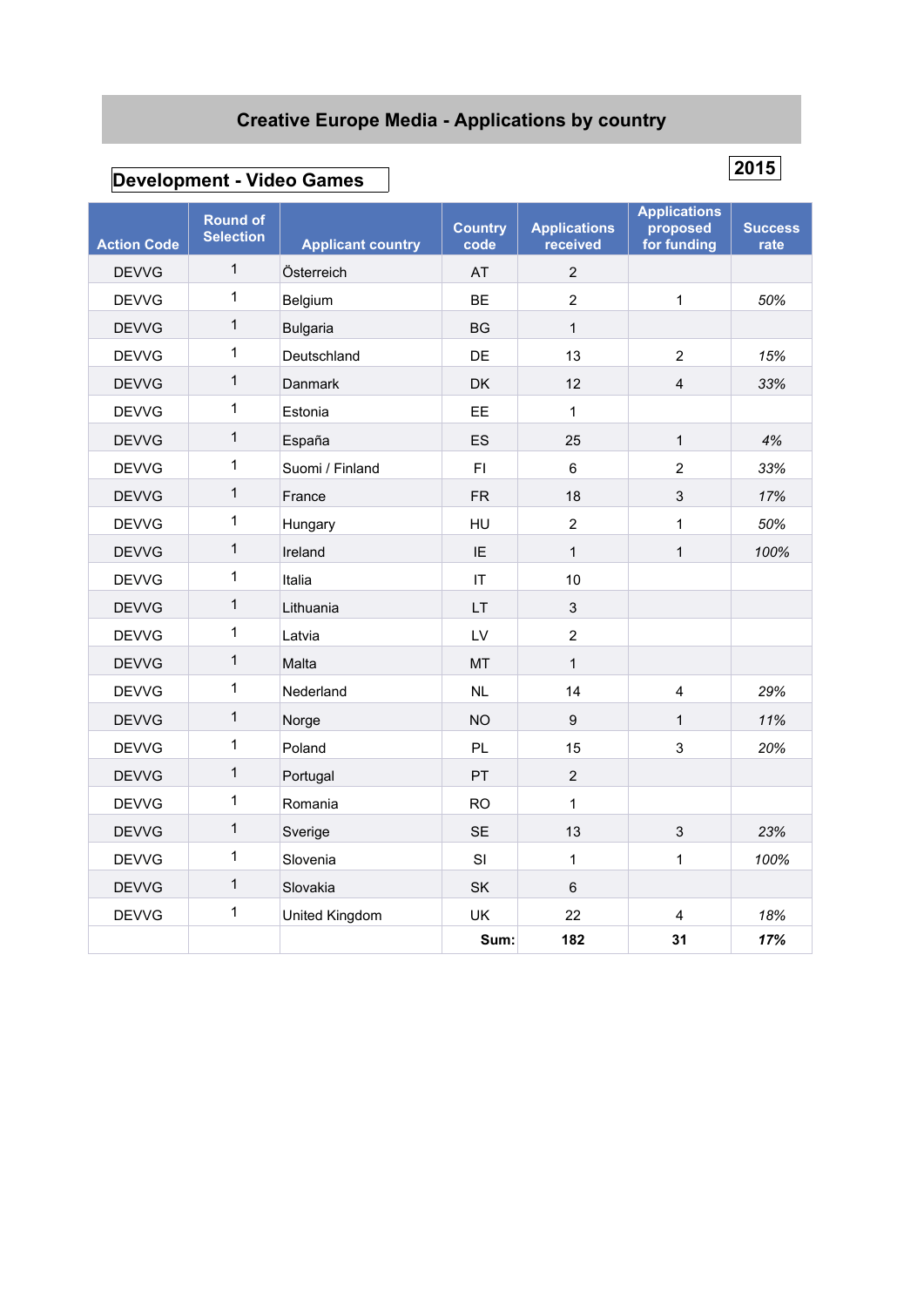# Creative Europe Media - Applications by country

## Development - Video Games

**2015**

| Action Code | Round of Selection | Applicant country | Country code | Applications received | Applications proposed for funding | Success rate |
|---|---|---|---|---|---|---|
| DEVVG | 1 | Österreich | AT | 2 | | |
| DEVVG | 1 | Belgium | BE | 2 | 1 | *50%* |
| DEVVG | 1 | Bulgaria | BG | 1 | | |
| DEVVG | 1 | Deutschland | DE | 13 | 2 | *15%* |
| DEVVG | 1 | Danmark | DK | 12 | 4 | *33%* |
| DEVVG | 1 | Estonia | EE | 1 | | |
| DEVVG | 1 | España | ES | 25 | 1 | *4%* |
| DEVVG | 1 | Suomi / Finland | FI | 6 | 2 | *33%* |
| DEVVG | 1 | France | FR | 18 | 3 | *17%* |
| DEVVG | 1 | Hungary | HU | 2 | 1 | *50%* |
| DEVVG | 1 | Ireland | IE | 1 | 1 | *100%* |
| DEVVG | 1 | Italia | IT | 10 | | |
| DEVVG | 1 | Lithuania | LT | 3 | | |
| DEVVG | 1 | Latvia | LV | 2 | | |
| DEVVG | 1 | Malta | MT | 1 | | |
| DEVVG | 1 | Nederland | NL | 14 | 4 | *29%* |
| DEVVG | 1 | Norge | NO | 9 | 1 | *11%* |
| DEVVG | 1 | Poland | PL | 15 | 3 | *20%* |
| DEVVG | 1 | Portugal | PT | 2 | | |
| DEVVG | 1 | Romania | RO | 1 | | |
| DEVVG | 1 | Sverige | SE | 13 | 3 | *23%* |
| DEVVG | 1 | Slovenia | SI | 1 | 1 | *100%* |
| DEVVG | 1 | Slovakia | SK | 6 | | |
| DEVVG | 1 | United Kingdom | UK | 22 | 4 | *18%* |
| | | | **Sum:** | **182** | **31** | ***17%*** |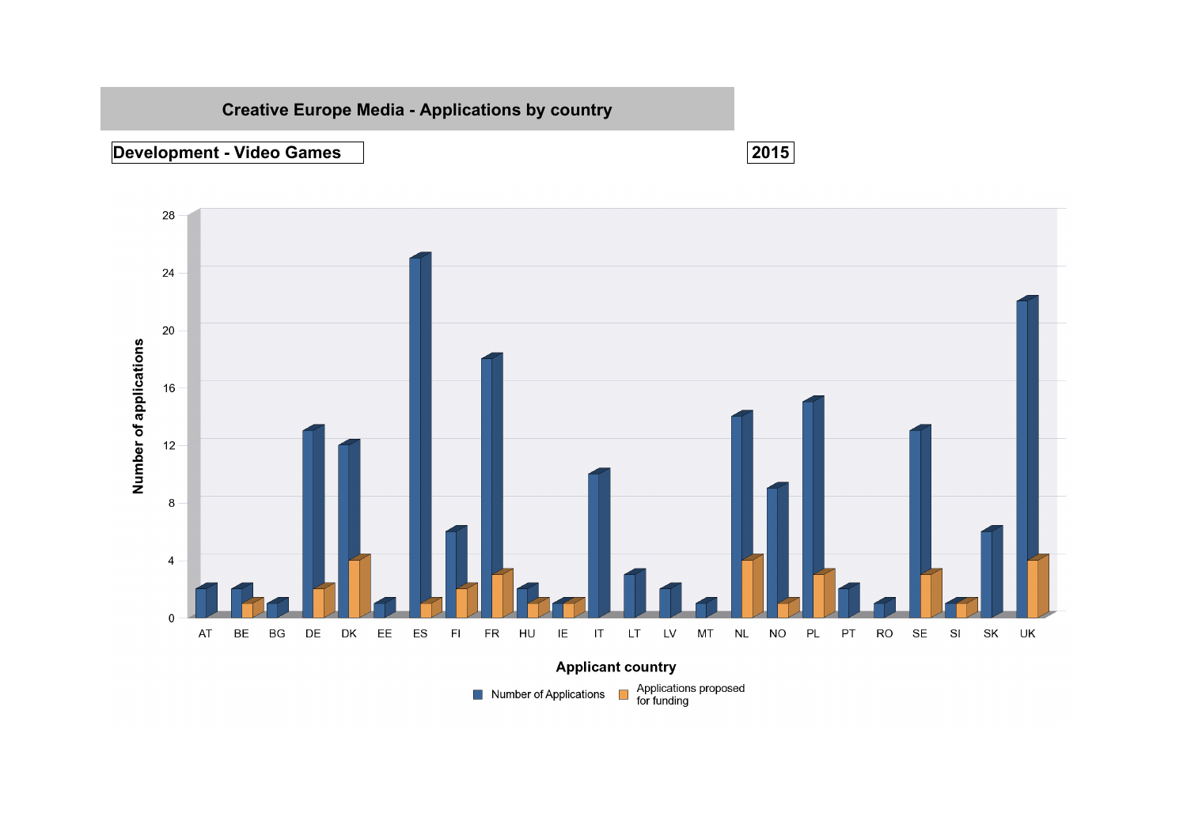# Creative Europe Media - Applications by country

**Development - Video Games**

**2015**

28
24
20
16
12
8
4
0

Number of applications

AT BE BG DE DK EE ES FI FR HU IE IT LT LV MT NL NO PL PT RO SE SI SK UK

Applicant country

Number of Applications

Applications proposed for funding